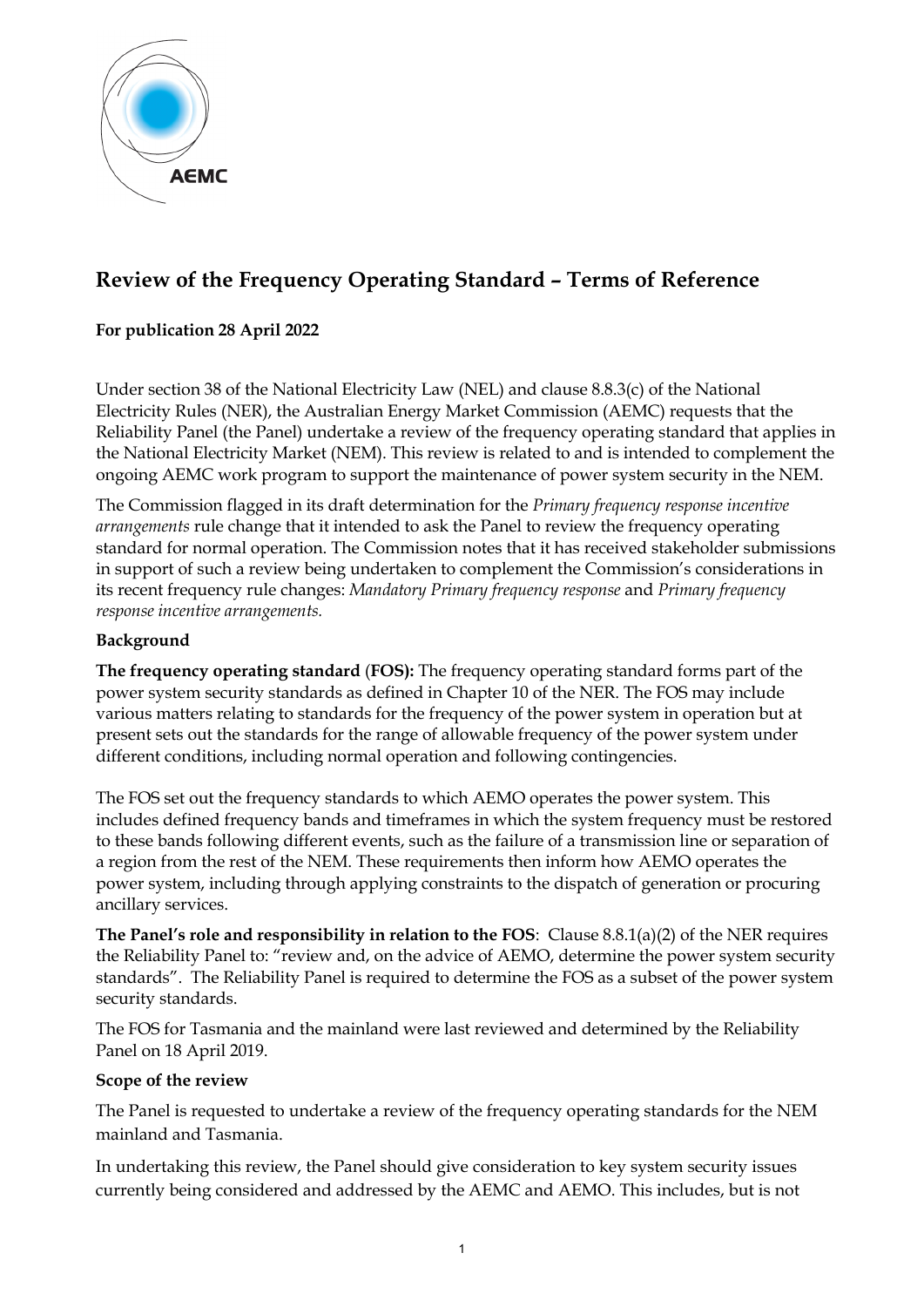# Review of the Frequency Operating Standard – Terms of Reference

**For publication 28 April 2022**

Under section 38 of the National Electricity Law (NEL) and clause 8.8.3(c) of the National Electricity Rules (NER), the Australian Energy Market Commission (AEMC) requests that the Reliability Panel (the Panel) undertake a review of the frequency operating standard that applies in the National Electricity Market (NEM). This review is related to and is intended to complement the ongoing AEMC work program to support the maintenance of power system security in the NEM.

The Commission flagged in its draft determination for the *Primary frequency response incentive arrangements* rule change that it intended to ask the Panel to review the frequency operating standard for normal operation. The Commission notes that it has received stakeholder submissions in support of such a review being undertaken to complement the Commission's considerations in its recent frequency rule changes: *Mandatory Primary frequency response* and *Primary frequency response incentive arrangements.*

**Background**

**The frequency operating standard (FOS):** The frequency operating standard forms part of the power system security standards as defined in Chapter 10 of the NER. The FOS may include various matters relating to standards for the frequency of the power system in operation but at present sets out the standards for the range of allowable frequency of the power system under different conditions, including normal operation and following contingencies.

The FOS set out the frequency standards to which AEMO operates the power system. This includes defined frequency bands and timeframes in which the system frequency must be restored to these bands following different events, such as the failure of a transmission line or separation of a region from the rest of the NEM. These requirements then inform how AEMO operates the power system, including through applying constraints to the dispatch of generation or procuring ancillary services.

**The Panel's role and responsibility in relation to the FOS**: Clause 8.8.1(a)(2) of the NER requires the Reliability Panel to: "review and, on the advice of AEMO, determine the power system security standards". The Reliability Panel is required to determine the FOS as a subset of the power system security standards.

The FOS for Tasmania and the mainland were last reviewed and determined by the Reliability Panel on 18 April 2019.

**Scope of the review**

The Panel is requested to undertake a review of the frequency operating standards for the NEM mainland and Tasmania.

In undertaking this review, the Panel should give consideration to key system security issues currently being considered and addressed by the AEMC and AEMO. This includes, but is not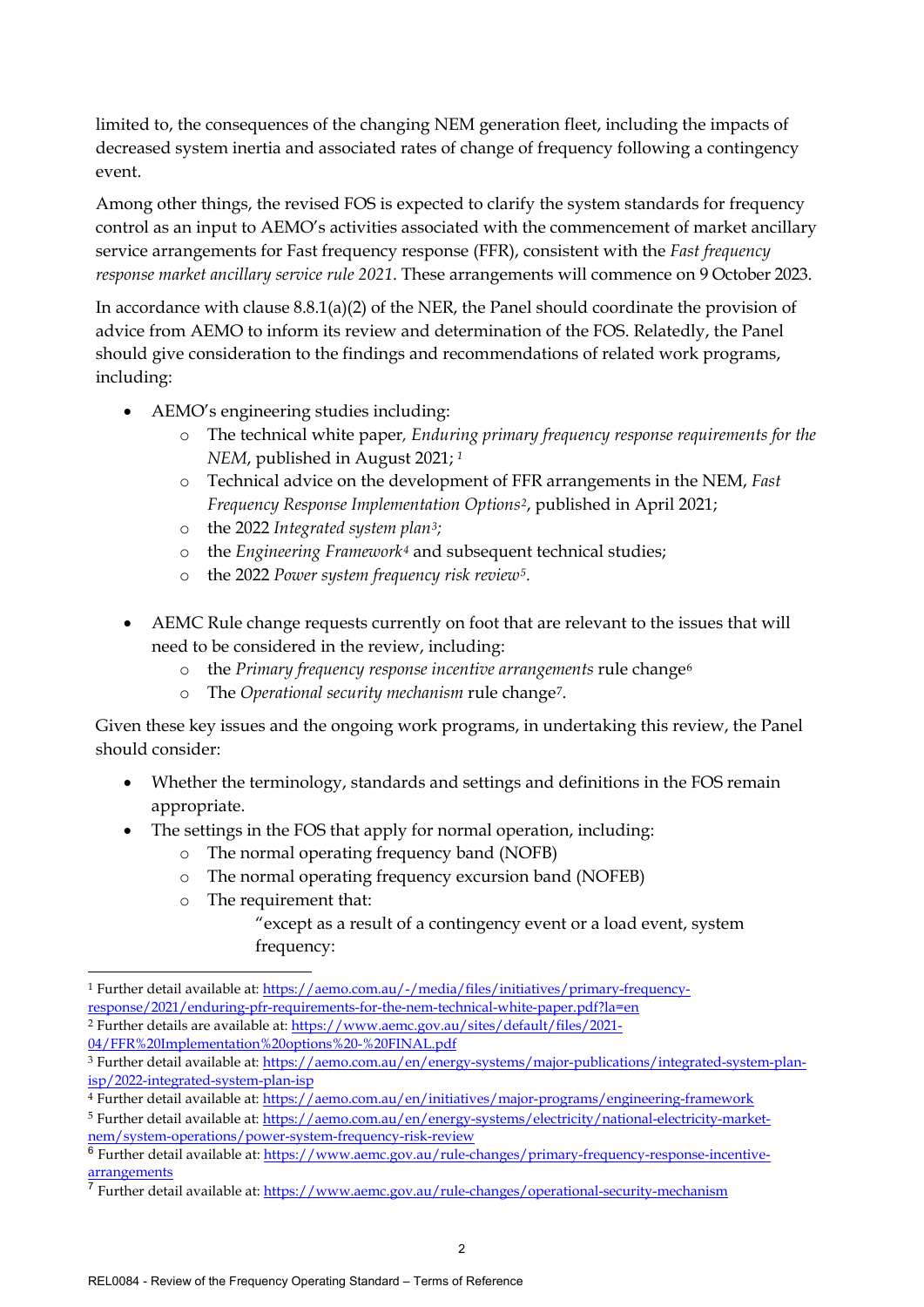limited to, the consequences of the changing NEM generation fleet, including the impacts of decreased system inertia and associated rates of change of frequency following a contingency event.

Among other things, the revised FOS is expected to clarify the system standards for frequency control as an input to AEMO's activities associated with the commencement of market ancillary service arrangements for Fast frequency response (FFR), consistent with the *Fast frequency response market ancillary service rule 2021*. These arrangements will commence on 9 October 2023.

In accordance with clause 8.8.1(a)(2) of the NER, the Panel should coordinate the provision of advice from AEMO to inform its review and determination of the FOS. Relatedly, the Panel should give consideration to the findings and recommendations of related work programs, including:

- AEMO's engineering studies including:
  - The technical white paper, *Enduring primary frequency response requirements for the NEM*, published in August 2021; [1]
  - Technical advice on the development of FFR arrangements in the NEM, *Fast Frequency Response Implementation Options*[2], published in April 2021;
  - the 2022 *Integrated system plan*[3];
  - the *Engineering Framework*[4] and subsequent technical studies;
  - the 2022 *Power system frequency risk review*[5].

- AEMC Rule change requests currently on foot that are relevant to the issues that will need to be considered in the review, including:
  - the *Primary frequency response incentive arrangements* rule change[6]
  - The *Operational security mechanism* rule change[7].

Given these key issues and the ongoing work programs, in undertaking this review, the Panel should consider:

- Whether the terminology, standards and settings and definitions in the FOS remain appropriate.
- The settings in the FOS that apply for normal operation, including:
  - The normal operating frequency band (NOFB)
  - The normal operating frequency excursion band (NOFEB)
  - The requirement that:

    "except as a result of a contingency event or a load event, system frequency:

---

[1] Further detail available at: https://aemo.com.au/-/media/files/initiatives/primary-frequency-response/2021/enduring-pfr-requirements-for-the-nem-technical-white-paper.pdf?la=en

[2] Further details are available at: https://www.aemc.gov.au/sites/default/files/2021-04/FFR%20Implementation%20options%20-%20FINAL.pdf

[3] Further detail available at: https://aemo.com.au/en/energy-systems/major-publications/integrated-system-plan-isp/2022-integrated-system-plan-isp

[4] Further detail available at: https://aemo.com.au/en/initiatives/major-programs/engineering-framework

[5] Further detail available at: https://aemo.com.au/en/energy-systems/electricity/national-electricity-market-nem/system-operations/power-system-frequency-risk-review

[6] Further detail available at: https://www.aemc.gov.au/rule-changes/primary-frequency-response-incentive-arrangements

[7] Further detail available at: https://www.aemc.gov.au/rule-changes/operational-security-mechanism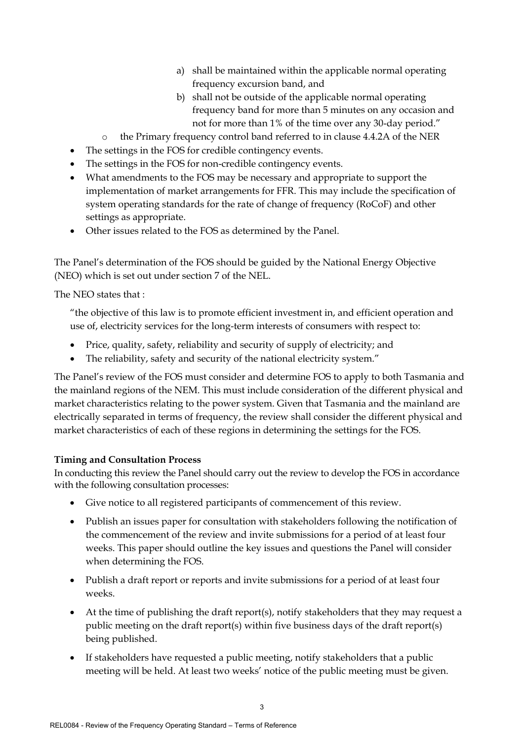a) shall be maintained within the applicable normal operating frequency excursion band, and
   b) shall not be outside of the applicable normal operating frequency band for more than 5 minutes on any occasion and not for more than 1% of the time over any 30-day period."
   - the Primary frequency control band referred to in clause 4.4.2A of the NER
- The settings in the FOS for credible contingency events.
- The settings in the FOS for non-credible contingency events.
- What amendments to the FOS may be necessary and appropriate to support the implementation of market arrangements for FFR. This may include the specification of system operating standards for the rate of change of frequency (RoCoF) and other settings as appropriate.
- Other issues related to the FOS as determined by the Panel.

The Panel's determination of the FOS should be guided by the National Energy Objective (NEO) which is set out under section 7 of the NEL.

The NEO states that :

"the objective of this law is to promote efficient investment in, and efficient operation and use of, electricity services for the long-term interests of consumers with respect to:

- Price, quality, safety, reliability and security of supply of electricity; and
- The reliability, safety and security of the national electricity system."

The Panel's review of the FOS must consider and determine FOS to apply to both Tasmania and the mainland regions of the NEM. This must include consideration of the different physical and market characteristics relating to the power system. Given that Tasmania and the mainland are electrically separated in terms of frequency, the review shall consider the different physical and market characteristics of each of these regions in determining the settings for the FOS.

**Timing and Consultation Process**

In conducting this review the Panel should carry out the review to develop the FOS in accordance with the following consultation processes:

- Give notice to all registered participants of commencement of this review.
- Publish an issues paper for consultation with stakeholders following the notification of the commencement of the review and invite submissions for a period of at least four weeks. This paper should outline the key issues and questions the Panel will consider when determining the FOS.
- Publish a draft report or reports and invite submissions for a period of at least four weeks.
- At the time of publishing the draft report(s), notify stakeholders that they may request a public meeting on the draft report(s) within five business days of the draft report(s) being published.
- If stakeholders have requested a public meeting, notify stakeholders that a public meeting will be held. At least two weeks' notice of the public meeting must be given.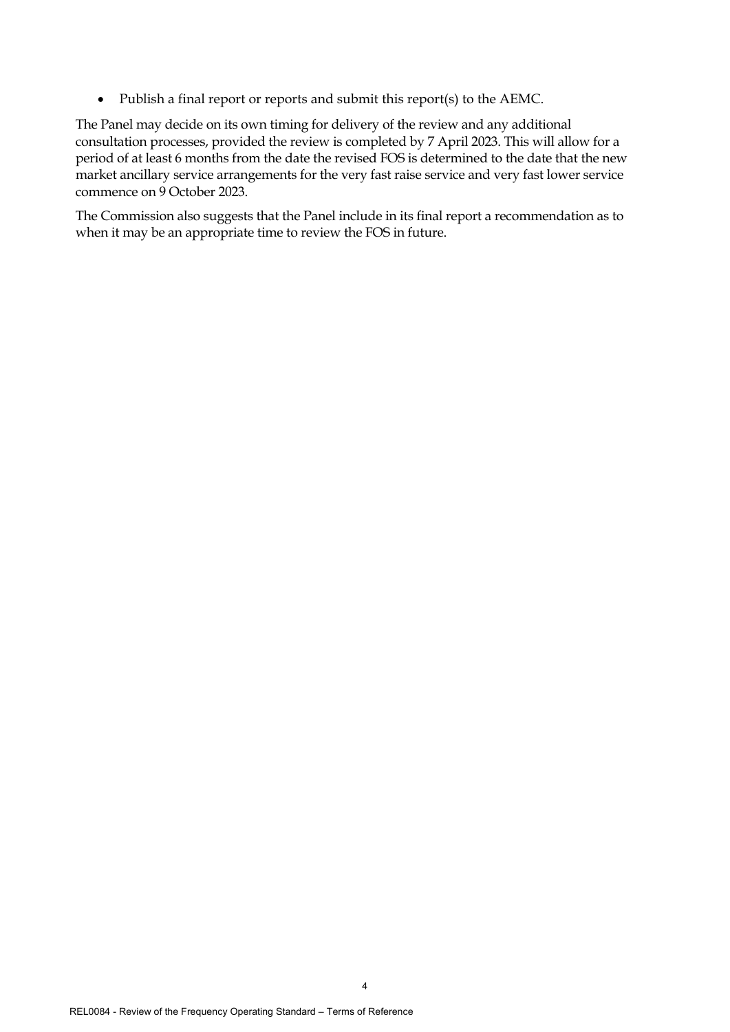- Publish a final report or reports and submit this report(s) to the AEMC.

The Panel may decide on its own timing for delivery of the review and any additional consultation processes, provided the review is completed by 7 April 2023. This will allow for a period of at least 6 months from the date the revised FOS is determined to the date that the new market ancillary service arrangements for the very fast raise service and very fast lower service commence on 9 October 2023.

The Commission also suggests that the Panel include in its final report a recommendation as to when it may be an appropriate time to review the FOS in future.